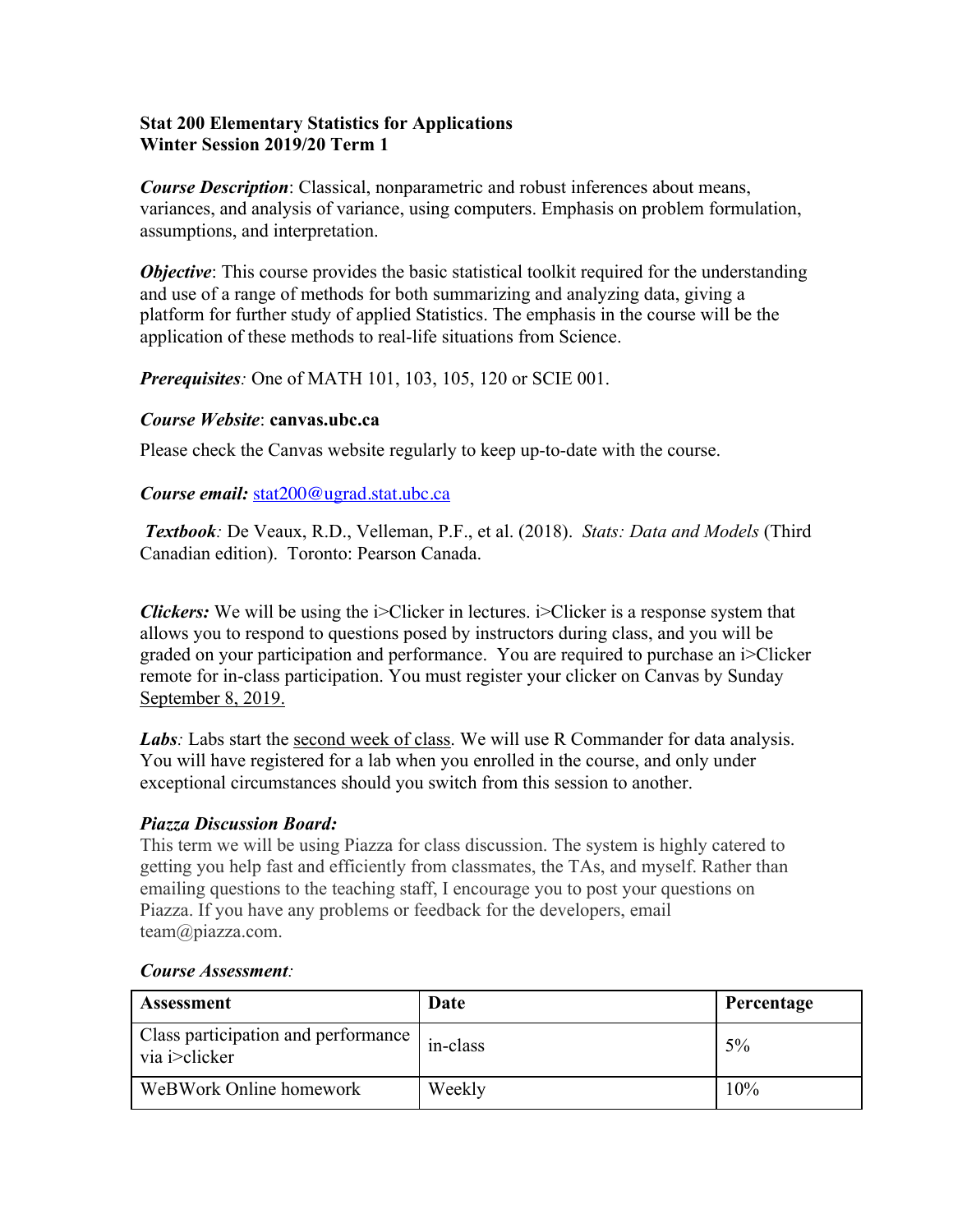**Stat 200 Elementary Statistics for Applications**
**Winter Session 2019/20 Term 1**

***Course Description***: Classical, nonparametric and robust inferences about means, variances, and analysis of variance, using computers. Emphasis on problem formulation, assumptions, and interpretation.

***Objective***: This course provides the basic statistical toolkit required for the understanding and use of a range of methods for both summarizing and analyzing data, giving a platform for further study of applied Statistics. The emphasis in the course will be the application of these methods to real-life situations from Science.

***Prerequisites****:* One of MATH 101, 103, 105, 120 or SCIE 001.

***Course Website***: **canvas.ubc.ca**

Please check the Canvas website regularly to keep up-to-date with the course.

***Course email:*** stat200@ugrad.stat.ubc.ca

***Textbook****:* De Veaux, R.D., Velleman, P.F., et al. (2018). *Stats: Data and Models* (Third Canadian edition). Toronto: Pearson Canada.

***Clickers:*** We will be using the i>Clicker in lectures. i>Clicker is a response system that allows you to respond to questions posed by instructors during class, and you will be graded on your participation and performance. You are required to purchase an i>Clicker remote for in-class participation. You must register your clicker on Canvas by Sunday September 8, 2019.

***Labs****:* Labs start the second week of class. We will use R Commander for data analysis. You will have registered for a lab when you enrolled in the course, and only under exceptional circumstances should you switch from this session to another.

***Piazza Discussion Board:***

This term we will be using Piazza for class discussion. The system is highly catered to getting you help fast and efficiently from classmates, the TAs, and myself. Rather than emailing questions to the teaching staff, I encourage you to post your questions on Piazza. If you have any problems or feedback for the developers, email team@piazza.com.

***Course Assessment****:*

| Assessment | Date | Percentage |
| --- | --- | --- |
| Class participation and performance via i>clicker | in-class | 5% |
| WeBWork Online homework | Weekly | 10% |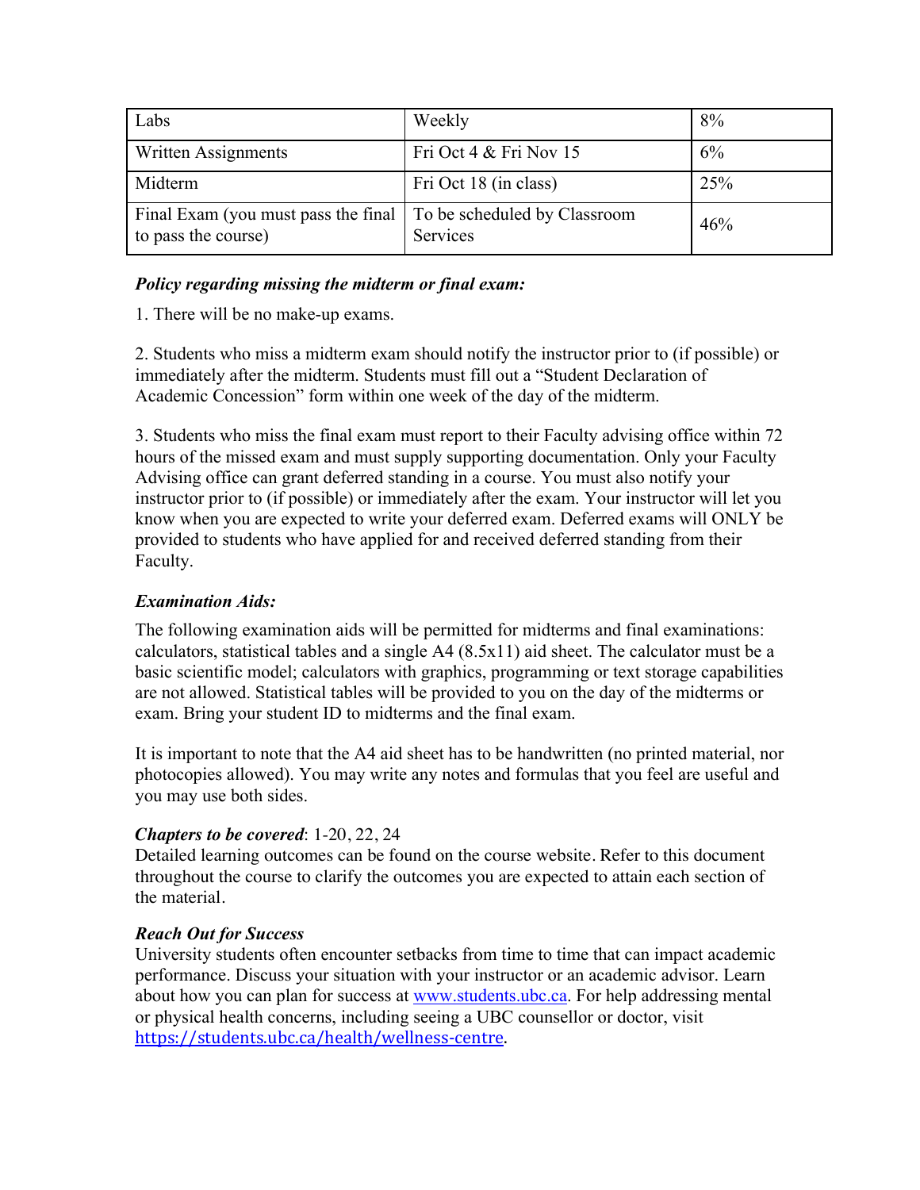| Labs | Weekly | 8% |
|---|---|---|
| Written Assignments | Fri Oct 4 & Fri Nov 15 | 6% |
| Midterm | Fri Oct 18 (in class) | 25% |
| Final Exam (you must pass the final to pass the course) | To be scheduled by Classroom Services | 46% |

***Policy regarding missing the midterm or final exam:***

1. There will be no make-up exams.

2. Students who miss a midterm exam should notify the instructor prior to (if possible) or immediately after the midterm. Students must fill out a "Student Declaration of Academic Concession" form within one week of the day of the midterm.

3. Students who miss the final exam must report to their Faculty advising office within 72 hours of the missed exam and must supply supporting documentation. Only your Faculty Advising office can grant deferred standing in a course. You must also notify your instructor prior to (if possible) or immediately after the exam. Your instructor will let you know when you are expected to write your deferred exam. Deferred exams will ONLY be provided to students who have applied for and received deferred standing from their Faculty.

***Examination Aids:***

The following examination aids will be permitted for midterms and final examinations: calculators, statistical tables and a single A4 (8.5x11) aid sheet. The calculator must be a basic scientific model; calculators with graphics, programming or text storage capabilities are not allowed. Statistical tables will be provided to you on the day of the midterms or exam. Bring your student ID to midterms and the final exam.

It is important to note that the A4 aid sheet has to be handwritten (no printed material, nor photocopies allowed). You may write any notes and formulas that you feel are useful and you may use both sides.

***Chapters to be covered***: 1-20, 22, 24

Detailed learning outcomes can be found on the course website. Refer to this document throughout the course to clarify the outcomes you are expected to attain each section of the material.

***Reach Out for Success***

University students often encounter setbacks from time to time that can impact academic performance. Discuss your situation with your instructor or an academic advisor. Learn about how you can plan for success at www.students.ubc.ca. For help addressing mental or physical health concerns, including seeing a UBC counsellor or doctor, visit https://students.ubc.ca/health/wellness-centre.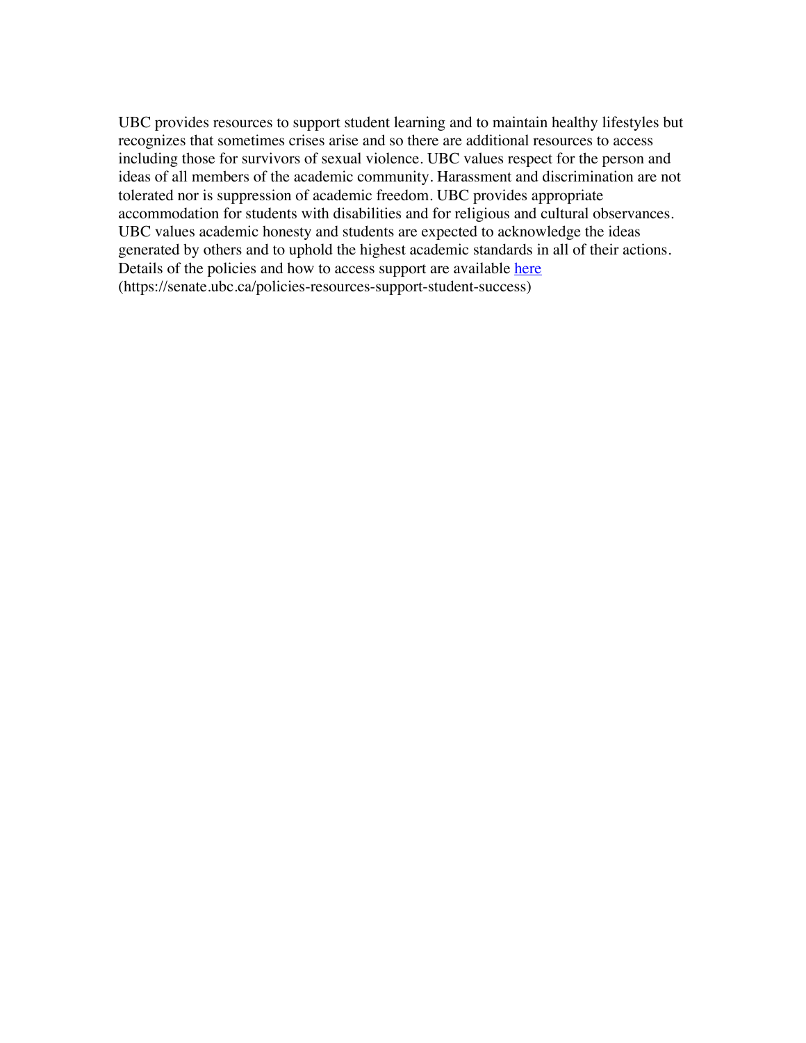UBC provides resources to support student learning and to maintain healthy lifestyles but recognizes that sometimes crises arise and so there are additional resources to access including those for survivors of sexual violence. UBC values respect for the person and ideas of all members of the academic community. Harassment and discrimination are not tolerated nor is suppression of academic freedom. UBC provides appropriate accommodation for students with disabilities and for religious and cultural observances. UBC values academic honesty and students are expected to acknowledge the ideas generated by others and to uphold the highest academic standards in all of their actions. Details of the policies and how to access support are available [here](https://senate.ubc.ca/policies-resources-support-student-success) (https://senate.ubc.ca/policies-resources-support-student-success)